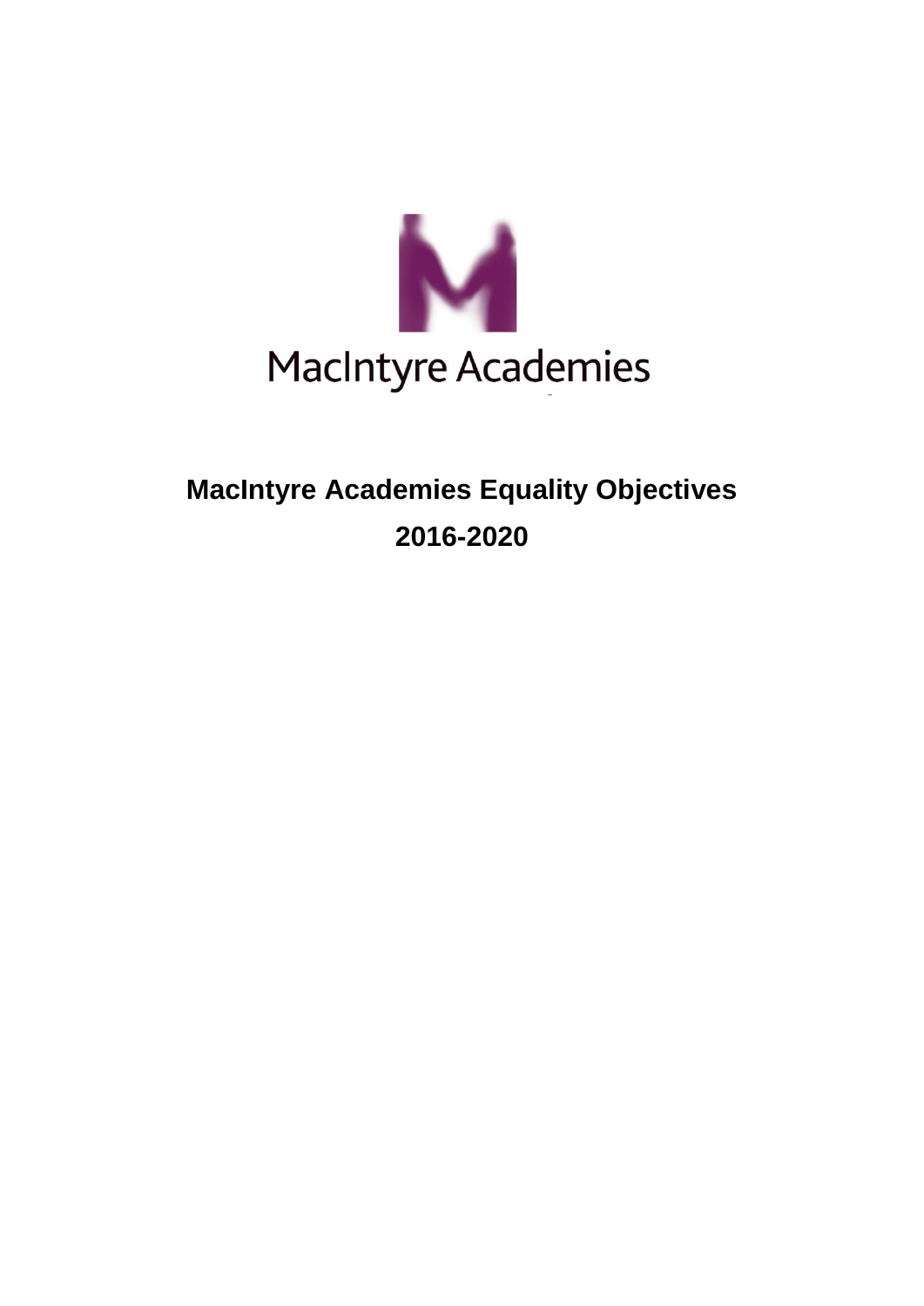MacIntyre Academies

# MacIntyre Academies Equality Objectives

# 2016-2020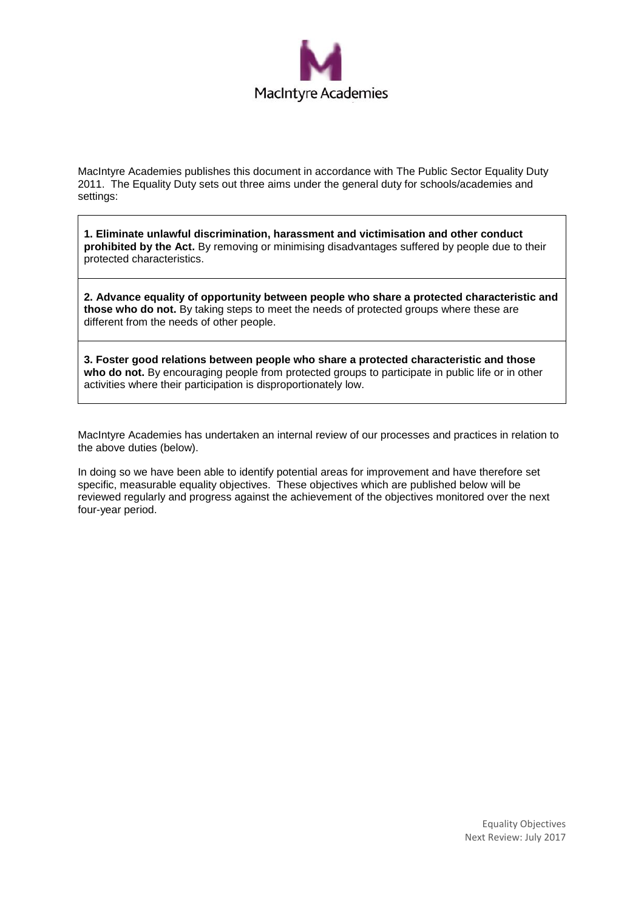MacIntyre Academies

MacIntyre Academies publishes this document in accordance with The Public Sector Equality Duty 2011. The Equality Duty sets out three aims under the general duty for schools/academies and settings:

**1. Eliminate unlawful discrimination, harassment and victimisation and other conduct prohibited by the Act.** By removing or minimising disadvantages suffered by people due to their protected characteristics.

**2. Advance equality of opportunity between people who share a protected characteristic and those who do not.** By taking steps to meet the needs of protected groups where these are different from the needs of other people.

**3. Foster good relations between people who share a protected characteristic and those who do not.** By encouraging people from protected groups to participate in public life or in other activities where their participation is disproportionately low.

MacIntyre Academies has undertaken an internal review of our processes and practices in relation to the above duties (below).

In doing so we have been able to identify potential areas for improvement and have therefore set specific, measurable equality objectives. These objectives which are published below will be reviewed regularly and progress against the achievement of the objectives monitored over the next four-year period.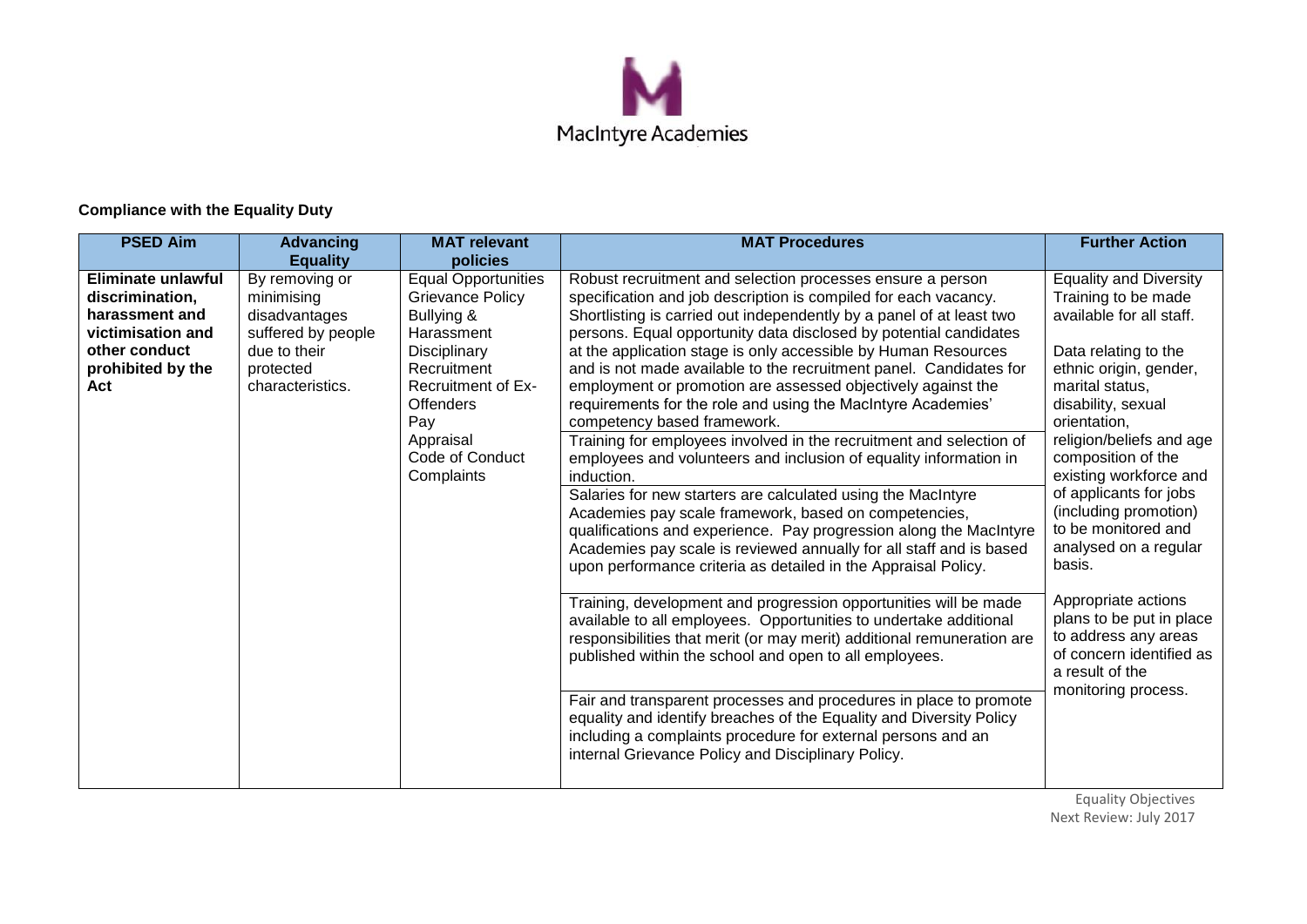**Compliance with the Equality Duty**

| PSED Aim | Advancing Equality | MAT relevant policies | MAT Procedures | Further Action |
|---|---|---|---|---|
| **Eliminate unlawful discrimination, harassment and victimisation and other conduct prohibited by the Act** | By removing or minimising disadvantages suffered by people due to their protected characteristics. | Equal Opportunities<br>Grievance Policy<br>Bullying & Harassment<br>Disciplinary<br>Recruitment<br>Recruitment of Ex-Offenders<br>Pay<br>Appraisal<br>Code of Conduct<br>Complaints | Robust recruitment and selection processes ensure a person specification and job description is compiled for each vacancy. Shortlisting is carried out independently by a panel of at least two persons. Equal opportunity data disclosed by potential candidates at the application stage is only accessible by Human Resources and is not made available to the recruitment panel. Candidates for employment or promotion are assessed objectively against the requirements for the role and using the MacIntyre Academies' competency based framework.<br><br>Training for employees involved in the recruitment and selection of employees and volunteers and inclusion of equality information in induction.<br><br>Salaries for new starters are calculated using the MacIntyre Academies pay scale framework, based on competencies, qualifications and experience. Pay progression along the MacIntyre Academies pay scale is reviewed annually for all staff and is based upon performance criteria as detailed in the Appraisal Policy.<br><br>Training, development and progression opportunities will be made available to all employees. Opportunities to undertake additional responsibilities that merit (or may merit) additional remuneration are published within the school and open to all employees.<br><br>Fair and transparent processes and procedures in place to promote equality and identify breaches of the Equality and Diversity Policy including a complaints procedure for external persons and an internal Grievance Policy and Disciplinary Policy. | Equality and Diversity Training to be made available for all staff.<br><br>Data relating to the ethnic origin, gender, marital status, disability, sexual orientation, religion/beliefs and age composition of the existing workforce and of applicants for jobs (including promotion) to be monitored and analysed on a regular basis.<br><br>Appropriate actions plans to be put in place to address any areas of concern identified as a result of the monitoring process. |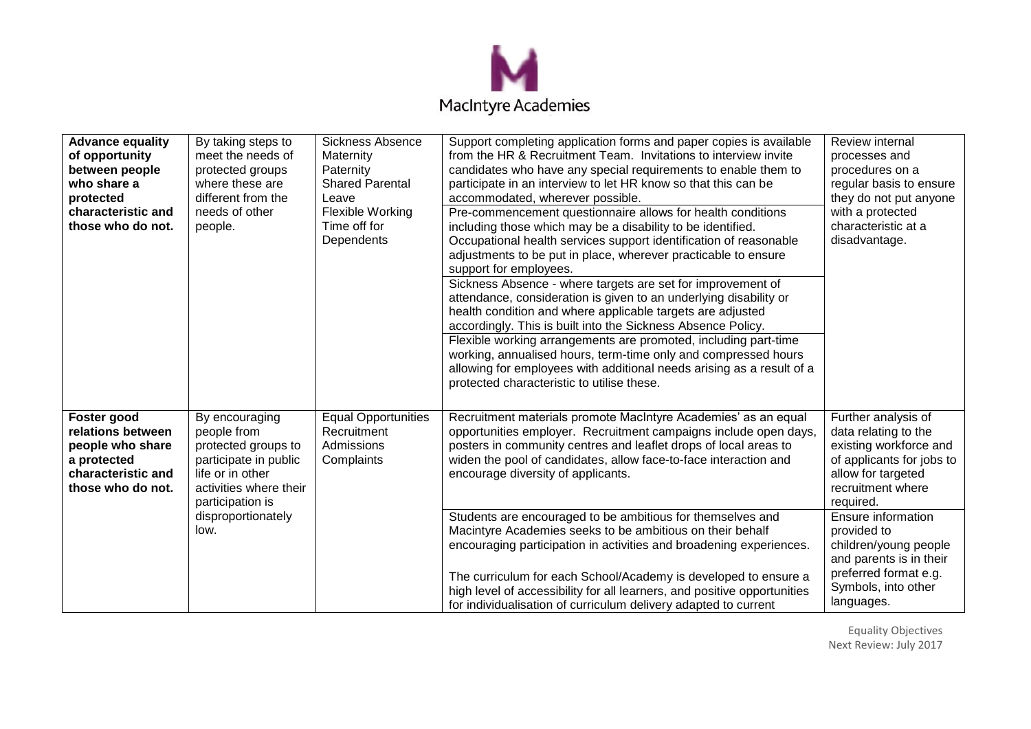| | | | | |
|---|---|---|---|---|
| **Advance equality of opportunity between people who share a protected characteristic and those who do not.** | By taking steps to meet the needs of protected groups where these are different from the needs of other people. | Sickness Absence Maternity Paternity Shared Parental Leave Flexible Working Time off for Dependents | Support completing application forms and paper copies is available from the HR & Recruitment Team. Invitations to interview invite candidates who have any special requirements to enable them to participate in an interview to let HR know so that this can be accommodated, wherever possible.<br><br>Pre-commencement questionnaire allows for health conditions including those which may be a disability to be identified. Occupational health services support identification of reasonable adjustments to be put in place, wherever practicable to ensure support for employees.<br><br>Sickness Absence - where targets are set for improvement of attendance, consideration is given to an underlying disability or health condition and where applicable targets are adjusted accordingly. This is built into the Sickness Absence Policy.<br><br>Flexible working arrangements are promoted, including part-time working, annualised hours, term-time only and compressed hours allowing for employees with additional needs arising as a result of a protected characteristic to utilise these. | Review internal processes and procedures on a regular basis to ensure they do not put anyone with a protected characteristic at a disadvantage. |
| **Foster good relations between people who share a protected characteristic and those who do not.** | By encouraging people from protected groups to participate in public life or in other activities where their participation is disproportionately low. | Equal Opportunities Recruitment Admissions Complaints | Recruitment materials promote MacIntyre Academies' as an equal opportunities employer. Recruitment campaigns include open days, posters in community centres and leaflet drops of local areas to widen the pool of candidates, allow face-to-face interaction and encourage diversity of applicants. | Further analysis of data relating to the existing workforce and of applicants for jobs to allow for targeted recruitment where required. |
| | | | Students are encouraged to be ambitious for themselves and Macintyre Academies seeks to be ambitious on their behalf encouraging participation in activities and broadening experiences.<br><br>The curriculum for each School/Academy is developed to ensure a high level of accessibility for all learners, and positive opportunities for individualisation of curriculum delivery adapted to current | Ensure information provided to children/young people and parents is in their preferred format e.g. Symbols, into other languages. |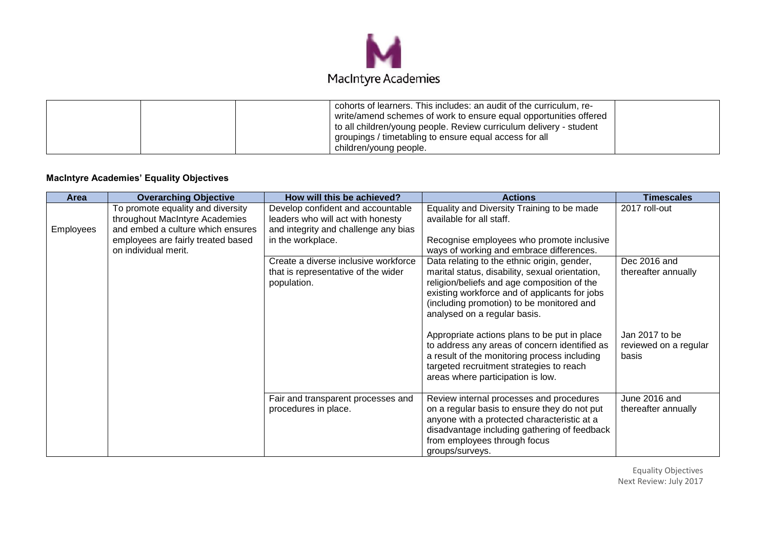| | | | | |
|---|---|---|---|---|
| | | | cohorts of learners. This includes: an audit of the curriculum, re-write/amend schemes of work to ensure equal opportunities offered to all children/young people. Review curriculum delivery - student groupings / timetabling to ensure equal access for all children/young people. | |

**MacIntyre Academies' Equality Objectives**

| Area | Overarching Objective | How will this be achieved? | Actions | Timescales |
|---|---|---|---|---|
| Employees | To promote equality and diversity throughout MacIntyre Academies and embed a culture which ensures employees are fairly treated based on individual merit. | Develop confident and accountable leaders who will act with honesty and integrity and challenge any bias in the workplace. | Equality and Diversity Training to be made available for all staff.<br><br>Recognise employees who promote inclusive ways of working and embrace differences. | 2017 roll-out |
| | | Create a diverse inclusive workforce that is representative of the wider population. | Data relating to the ethnic origin, gender, marital status, disability, sexual orientation, religion/beliefs and age composition of the existing workforce and of applicants for jobs (including promotion) to be monitored and analysed on a regular basis. | Dec 2016 and thereafter annually |
| | | | Appropriate actions plans to be put in place to address any areas of concern identified as a result of the monitoring process including targeted recruitment strategies to reach areas where participation is low. | Jan 2017 to be reviewed on a regular basis |
| | | Fair and transparent processes and procedures in place. | Review internal processes and procedures on a regular basis to ensure they do not put anyone with a protected characteristic at a disadvantage including gathering of feedback from employees through focus groups/surveys. | June 2016 and thereafter annually |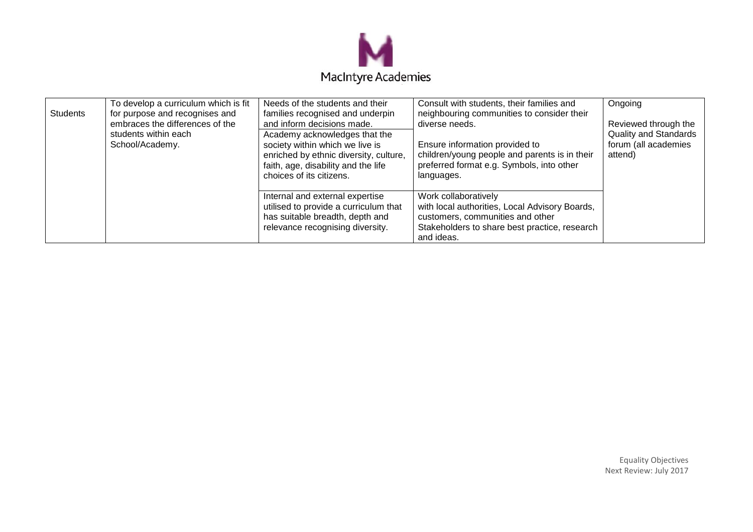| | | | | |
|---|---|---|---|---|
| Students | To develop a curriculum which is fit for purpose and recognises and embraces the differences of the students within each School/Academy. | Needs of the students and their families recognised and underpin and inform decisions made. | Consult with students, their families and neighbouring communities to consider their diverse needs.<br><br>Ensure information provided to children/young people and parents is in their preferred format e.g. Symbols, into other languages. | Ongoing<br><br>Reviewed through the Quality and Standards forum (all academies attend) |
| | | Academy acknowledges that the society within which we live is enriched by ethnic diversity, culture, faith, age, disability and the life choices of its citizens. | | |
| | | Internal and external expertise utilised to provide a curriculum that has suitable breadth, depth and relevance recognising diversity. | Work collaboratively with local authorities, Local Advisory Boards, customers, communities and other Stakeholders to share best practice, research and ideas. | |